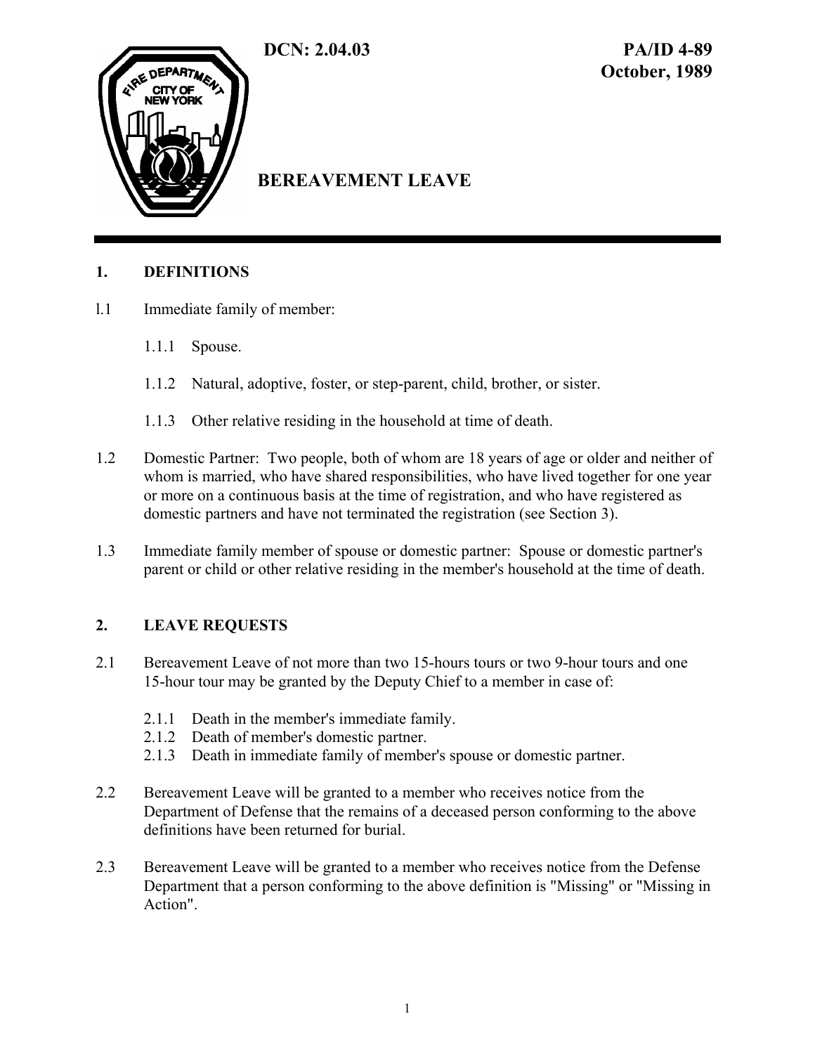DCN: 2.04.03

PA/ID 4-89
October, 1989

# BEREAVEMENT LEAVE

## 1. DEFINITIONS

1.1 Immediate family of member:

1.1.1 Spouse.

1.1.2 Natural, adoptive, foster, or step-parent, child, brother, or sister.

1.1.3 Other relative residing in the household at time of death.

1.2 Domestic Partner: Two people, both of whom are 18 years of age or older and neither of whom is married, who have shared responsibilities, who have lived together for one year or more on a continuous basis at the time of registration, and who have registered as domestic partners and have not terminated the registration (see Section 3).

1.3 Immediate family member of spouse or domestic partner: Spouse or domestic partner's parent or child or other relative residing in the member's household at the time of death.

## 2. LEAVE REQUESTS

2.1 Bereavement Leave of not more than two 15-hours tours or two 9-hour tours and one 15-hour tour may be granted by the Deputy Chief to a member in case of:

2.1.1 Death in the member's immediate family.
2.1.2 Death of member's domestic partner.
2.1.3 Death in immediate family of member's spouse or domestic partner.

2.2 Bereavement Leave will be granted to a member who receives notice from the Department of Defense that the remains of a deceased person conforming to the above definitions have been returned for burial.

2.3 Bereavement Leave will be granted to a member who receives notice from the Defense Department that a person conforming to the above definition is "Missing" or "Missing in Action".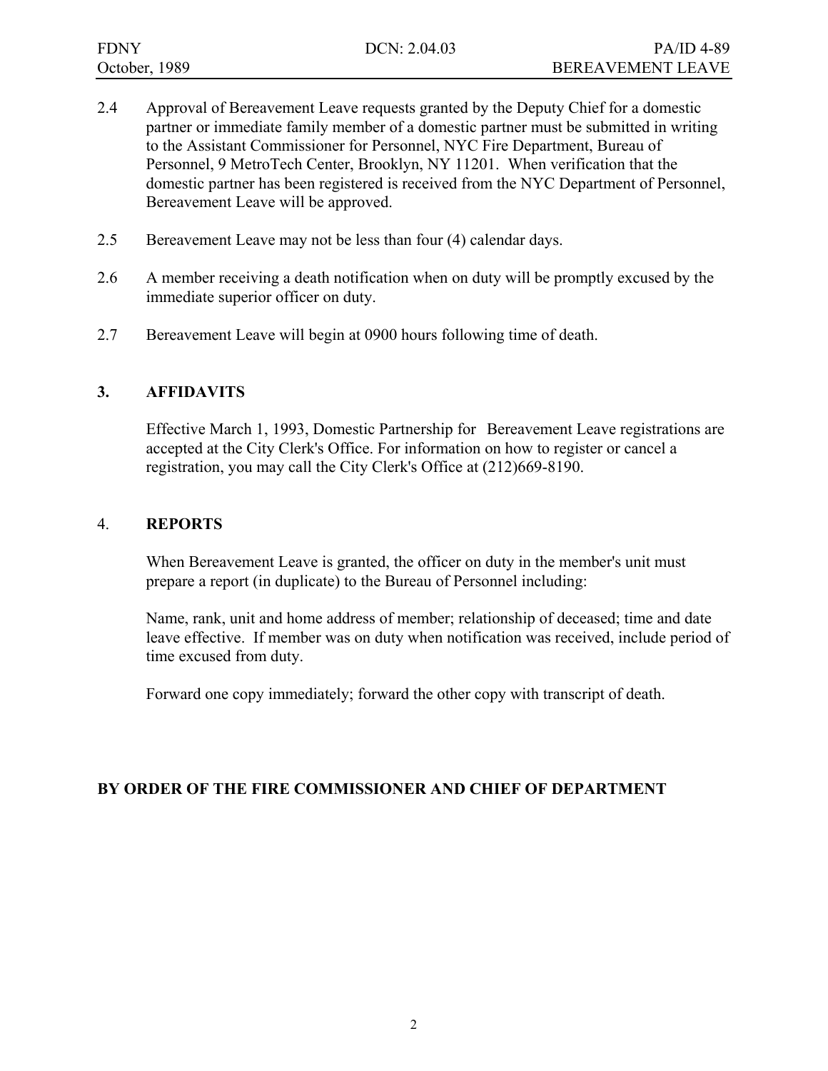2.4 Approval of Bereavement Leave requests granted by the Deputy Chief for a domestic partner or immediate family member of a domestic partner must be submitted in writing to the Assistant Commissioner for Personnel, NYC Fire Department, Bureau of Personnel, 9 MetroTech Center, Brooklyn, NY 11201. When verification that the domestic partner has been registered is received from the NYC Department of Personnel, Bereavement Leave will be approved.

2.5 Bereavement Leave may not be less than four (4) calendar days.

2.6 A member receiving a death notification when on duty will be promptly excused by the immediate superior officer on duty.

2.7 Bereavement Leave will begin at 0900 hours following time of death.

## 3. AFFIDAVITS

Effective March 1, 1993, Domestic Partnership for Bereavement Leave registrations are accepted at the City Clerk's Office. For information on how to register or cancel a registration, you may call the City Clerk's Office at (212)669-8190.

## 4. REPORTS

When Bereavement Leave is granted, the officer on duty in the member's unit must prepare a report (in duplicate) to the Bureau of Personnel including:

Name, rank, unit and home address of member; relationship of deceased; time and date leave effective. If member was on duty when notification was received, include period of time excused from duty.

Forward one copy immediately; forward the other copy with transcript of death.

**BY ORDER OF THE FIRE COMMISSIONER AND CHIEF OF DEPARTMENT**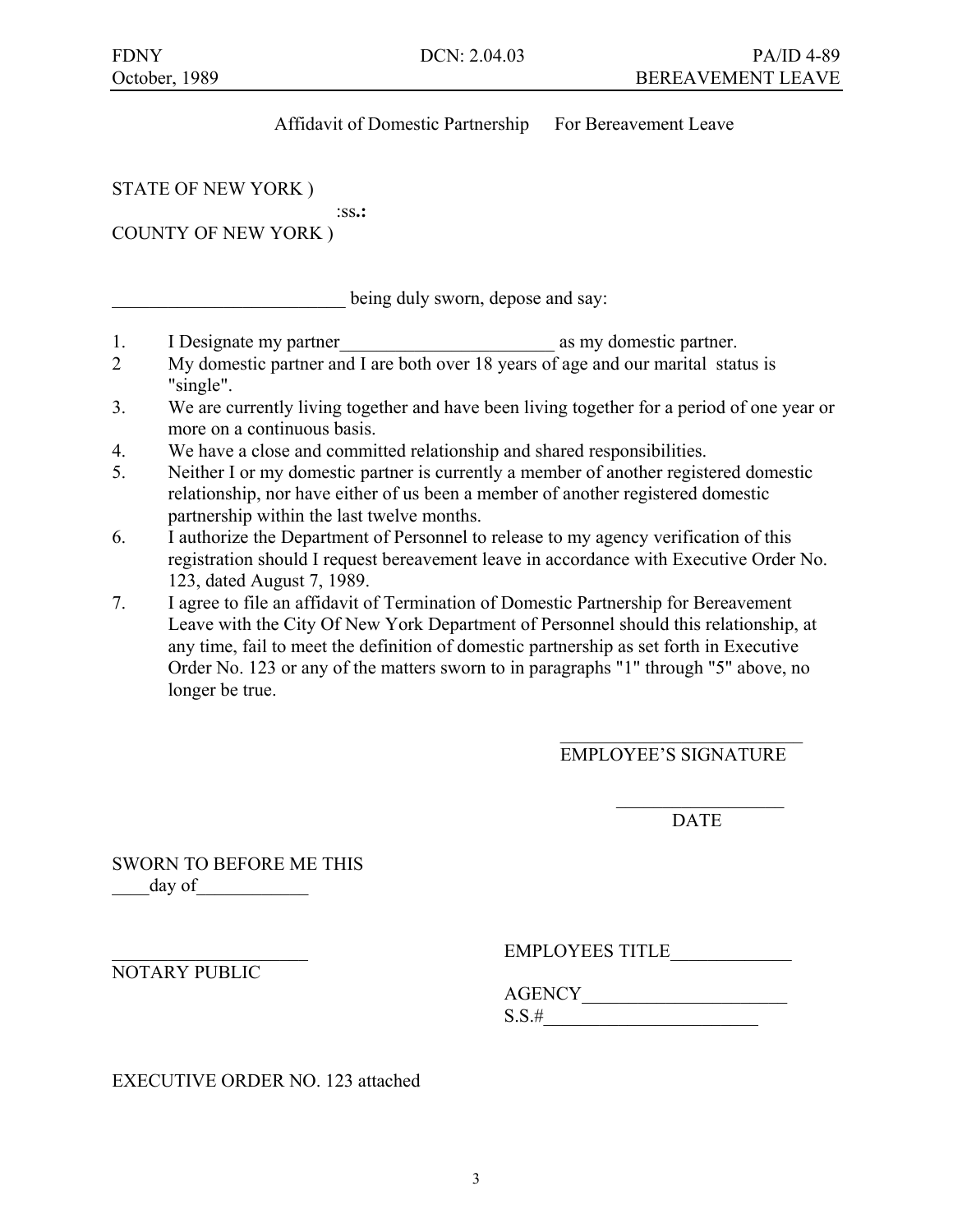FDNY
October, 1989

DCN: 2.04.03

PA/ID 4-89
BEREAVEMENT LEAVE

Affidavit of Domestic Partnership For Bereavement Leave

STATE OF NEW YORK )
:ss.:
COUNTY OF NEW YORK )

_________________________ being duly sworn, depose and say:

1. I Designate my partner_______________________ as my domestic partner.
2 My domestic partner and I are both over 18 years of age and our marital status is "single".
3. We are currently living together and have been living together for a period of one year or more on a continuous basis.
4. We have a close and committed relationship and shared responsibilities.
5. Neither I or my domestic partner is currently a member of another registered domestic relationship, nor have either of us been a member of another registered domestic partnership within the last twelve months.
6. I authorize the Department of Personnel to release to my agency verification of this registration should I request bereavement leave in accordance with Executive Order No. 123, dated August 7, 1989.
7. I agree to file an affidavit of Termination of Domestic Partnership for Bereavement Leave with the City Of New York Department of Personnel should this relationship, at any time, fail to meet the definition of domestic partnership as set forth in Executive Order No. 123 or any of the matters sworn to in paragraphs "1" through "5" above, no longer be true.

___________________________
EMPLOYEE'S SIGNATURE

___________________
DATE

SWORN TO BEFORE ME THIS
____day of____________

_____________________
NOTARY PUBLIC

EMPLOYEES TITLE_____________

AGENCY______________________
S.S.#_______________________

EXECUTIVE ORDER NO. 123 attached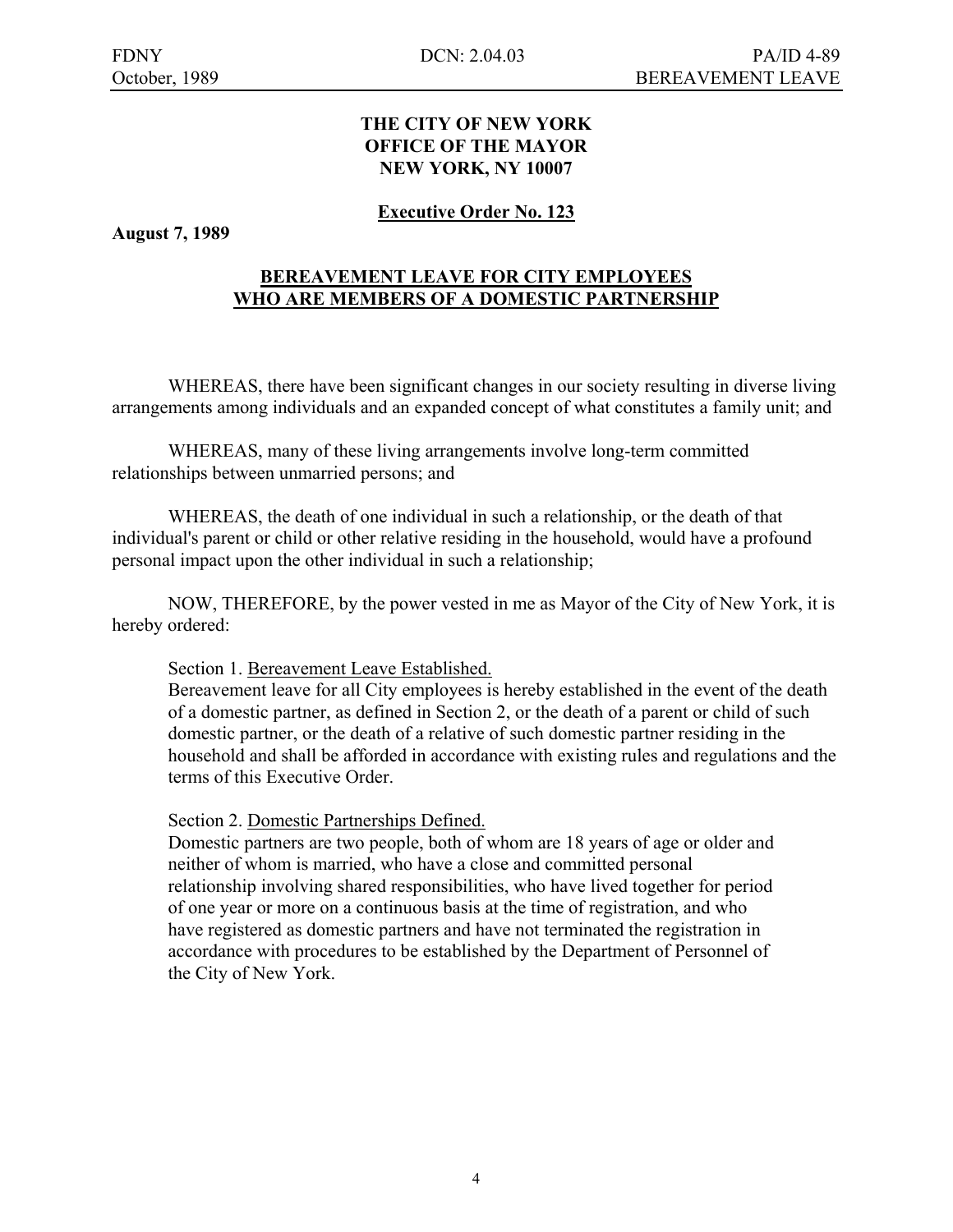**THE CITY OF NEW YORK**
**OFFICE OF THE MAYOR**
**NEW YORK, NY 10007**

**Executive Order No. 123**

**August 7, 1989**

## BEREAVEMENT LEAVE FOR CITY EMPLOYEES WHO ARE MEMBERS OF A DOMESTIC PARTNERSHIP

WHEREAS, there have been significant changes in our society resulting in diverse living arrangements among individuals and an expanded concept of what constitutes a family unit; and

WHEREAS, many of these living arrangements involve long-term committed relationships between unmarried persons; and

WHEREAS, the death of one individual in such a relationship, or the death of that individual's parent or child or other relative residing in the household, would have a profound personal impact upon the other individual in such a relationship;

NOW, THEREFORE, by the power vested in me as Mayor of the City of New York, it is hereby ordered:

Section 1. Bereavement Leave Established.
Bereavement leave for all City employees is hereby established in the event of the death of a domestic partner, as defined in Section 2, or the death of a parent or child of such domestic partner, or the death of a relative of such domestic partner residing in the household and shall be afforded in accordance with existing rules and regulations and the terms of this Executive Order.

Section 2. Domestic Partnerships Defined.
Domestic partners are two people, both of whom are 18 years of age or older and neither of whom is married, who have a close and committed personal relationship involving shared responsibilities, who have lived together for period of one year or more on a continuous basis at the time of registration, and who have registered as domestic partners and have not terminated the registration in accordance with procedures to be established by the Department of Personnel of the City of New York.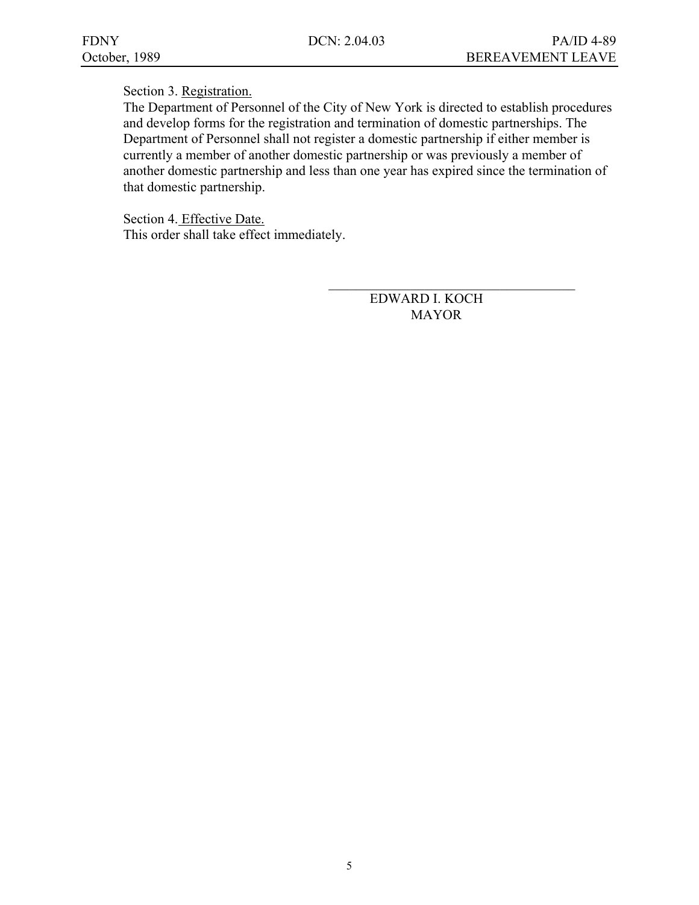Section 3. Registration.

The Department of Personnel of the City of New York is directed to establish procedures and develop forms for the registration and termination of domestic partnerships. The Department of Personnel shall not register a domestic partnership if either member is currently a member of another domestic partnership or was previously a member of another domestic partnership and less than one year has expired since the termination of that domestic partnership.

Section 4. Effective Date.

This order shall take effect immediately.

\_\_\_\_\_\_\_\_\_\_\_\_\_\_\_\_\_\_\_\_\_\_\_\_\_\_\_\_\_\_\_\_\_\_\_\_

EDWARD I. KOCH
MAYOR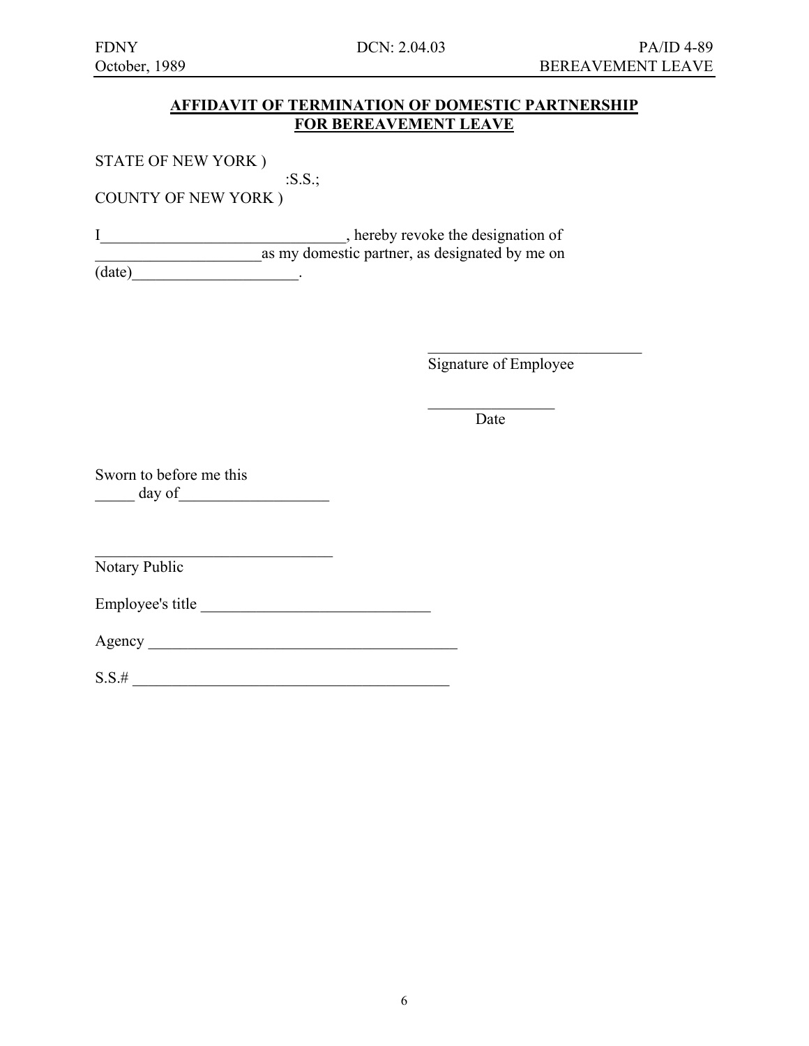## AFFIDAVIT OF TERMINATION OF DOMESTIC PARTNERSHIP FOR BEREAVEMENT LEAVE

STATE OF NEW YORK )
:S.S.;
COUNTY OF NEW YORK )

I_______________________________, hereby revoke the designation of _____________________as my domestic partner, as designated by me on (date)_____________________.

____________________________
Signature of Employee

________________
Date

Sworn to before me this
_____ day of___________________

_______________________________
Notary Public

Employee's title ______________________________

Agency ________________________________________

S.S.# _________________________________________